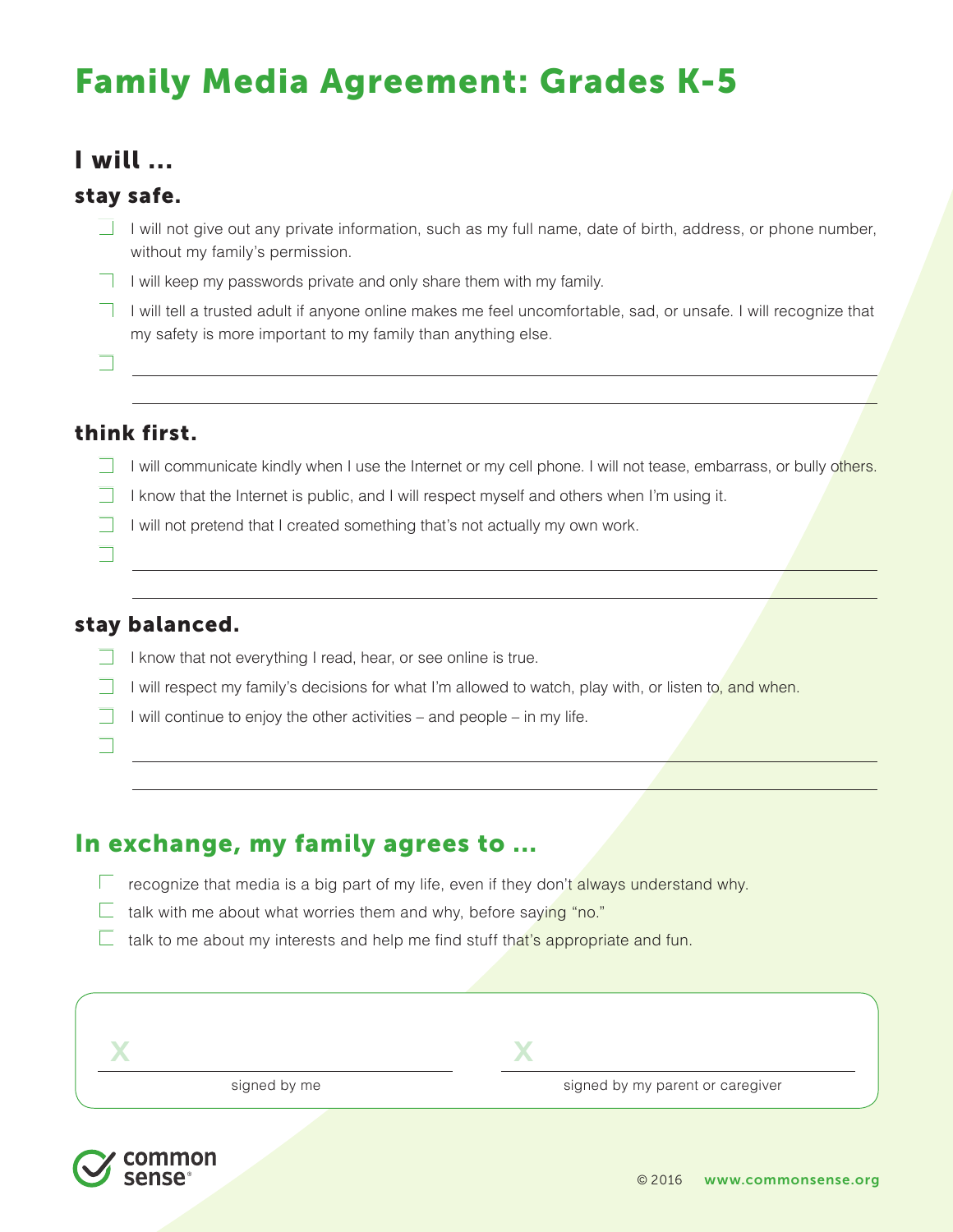# Family Media Agreement: Grades K-5

## I will ...

### stay safe.

- [ ] I will not give out any private information, such as my full name, date of birth, address, or phone number, without my family's permission.
- [ ] I will keep my passwords private and only share them with my family.
- [ ] I will tell a trusted adult if anyone online makes me feel uncomfortable, sad, or unsafe. I will recognize that my safety is more important to my family than anything else.
- [ ] ______________________________________________________________________________

### think first.

- [ ] I will communicate kindly when I use the Internet or my cell phone. I will not tease, embarrass, or bully others.
- [ ] I know that the Internet is public, and I will respect myself and others when I'm using it.
- [ ] I will not pretend that I created something that's not actually my own work.
- [ ] ______________________________________________________________________________

### stay balanced.

- [ ] I know that not everything I read, hear, or see online is true.
- [ ] I will respect my family's decisions for what I'm allowed to watch, play with, or listen to, and when.
- [ ] I will continue to enjoy the other activities – and people – in my life.
- [ ] ______________________________________________________________________________

## In exchange, my family agrees to ...

- [ ] recognize that media is a big part of my life, even if they don't always understand why.
- [ ] talk with me about what worries them and why, before saying "no."
- [ ] talk to me about my interests and help me find stuff that's appropriate and fun.

X ______________________________ signed by me

X ______________________________ signed by my parent or caregiver

common sense

© 2016 www.commonsense.org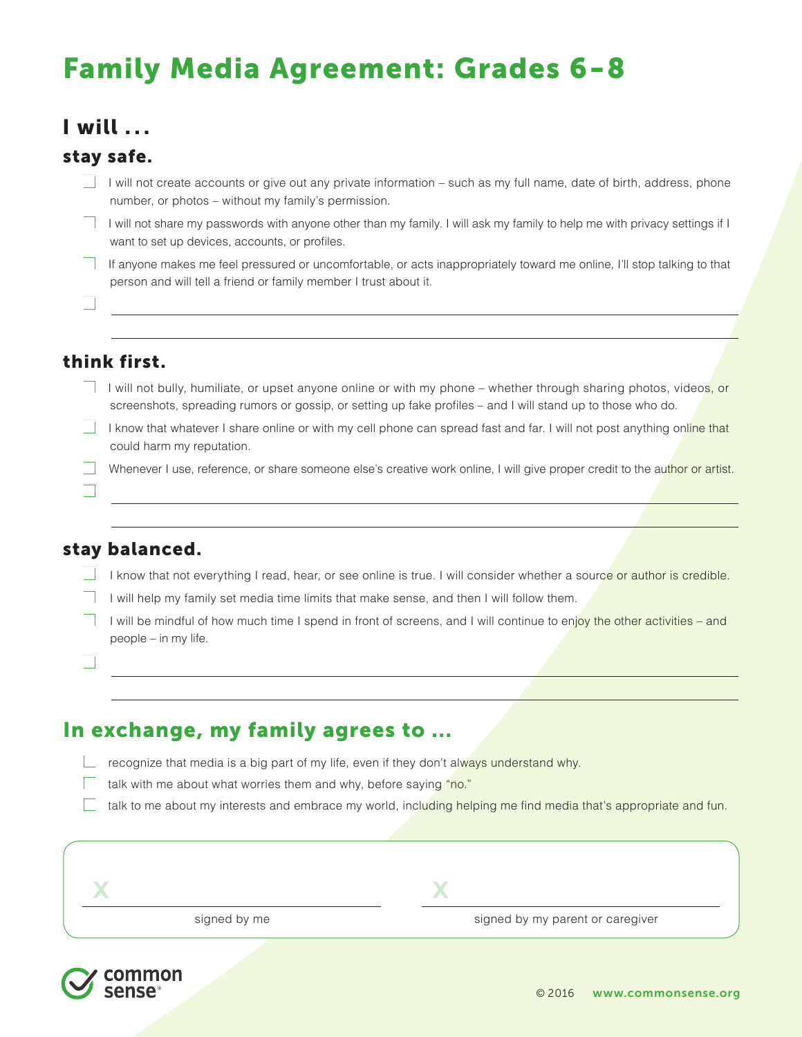# Family Media Agreement: Grades 6–8

## I will . . .

### stay safe.

- [ ] I will not create accounts or give out any private information – such as my full name, date of birth, address, phone number, or photos – without my family's permission.
- [ ] I will not share my passwords with anyone other than my family. I will ask my family to help me with privacy settings if I want to set up devices, accounts, or profiles.
- [ ] If anyone makes me feel pressured or uncomfortable, or acts inappropriately toward me online, I'll stop talking to that person and will tell a friend or family member I trust about it.
- [ ] ______________________________

### think first.

- [ ] I will not bully, humiliate, or upset anyone online or with my phone – whether through sharing photos, videos, or screenshots, spreading rumors or gossip, or setting up fake profiles – and I will stand up to those who do.
- [ ] I know that whatever I share online or with my cell phone can spread fast and far. I will not post anything online that could harm my reputation.
- [ ] Whenever I use, reference, or share someone else's creative work online, I will give proper credit to the author or artist.
- [ ] ______________________________

### stay balanced.

- [ ] I know that not everything I read, hear, or see online is true. I will consider whether a source or author is credible.
- [ ] I will help my family set media time limits that make sense, and then I will follow them.
- [ ] I will be mindful of how much time I spend in front of screens, and I will continue to enjoy the other activities – and people – in my life.
- [ ] ______________________________

## In exchange, my family agrees to ...

- [ ] recognize that media is a big part of my life, even if they don't always understand why.
- [ ] talk with me about what worries them and why, before saying "no."
- [ ] talk to me about my interests and embrace my world, including helping me find media that's appropriate and fun.

X ______________________________
signed by me

X ______________________________
signed by my parent or caregiver

common sense®

© 2016 www.commonsense.org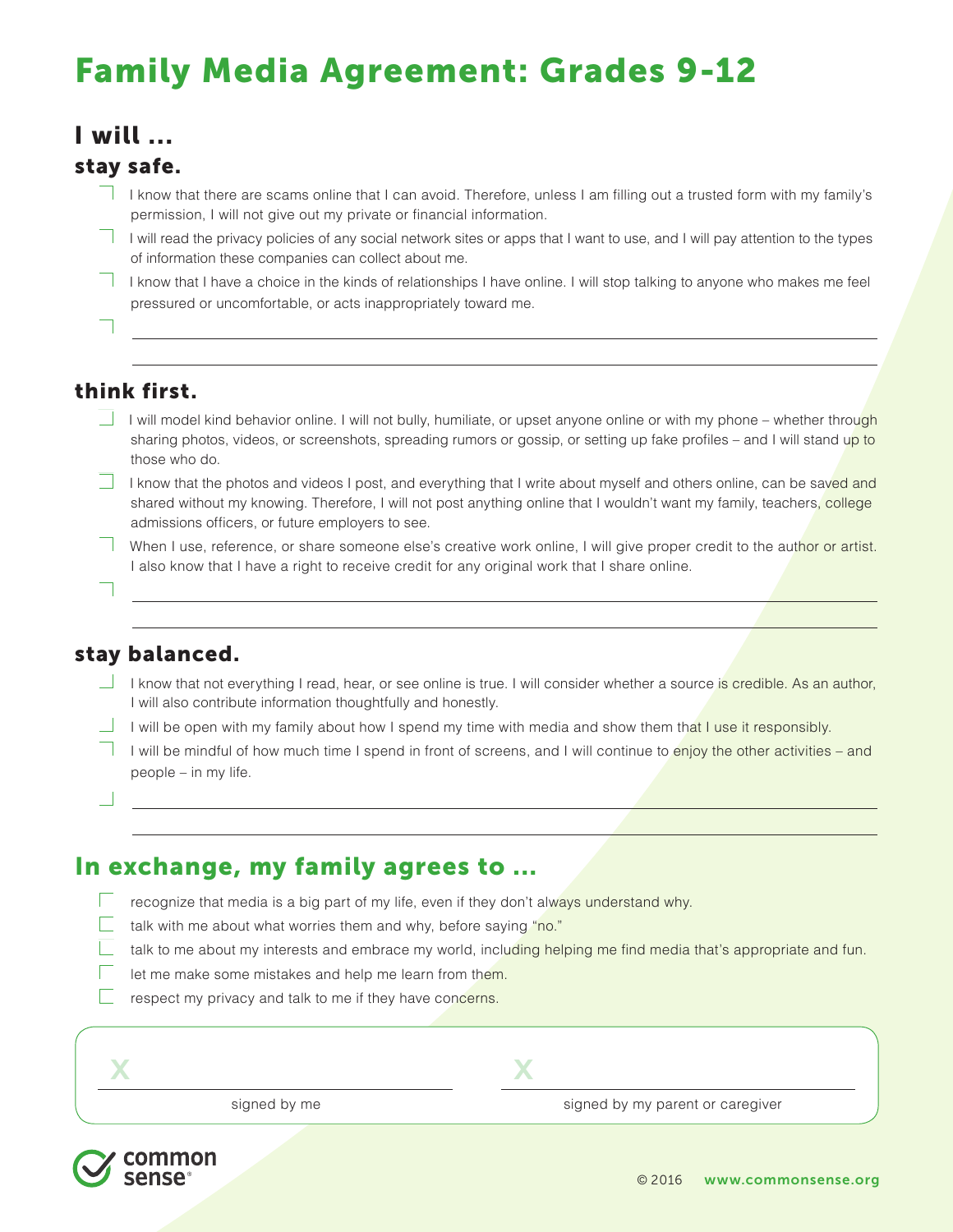# Family Media Agreement: Grades 9-12

## I will ...

### stay safe.

- [ ] I know that there are scams online that I can avoid. Therefore, unless I am filling out a trusted form with my family's permission, I will not give out my private or financial information.
- [ ] I will read the privacy policies of any social network sites or apps that I want to use, and I will pay attention to the types of information these companies can collect about me.
- [ ] I know that I have a choice in the kinds of relationships I have online. I will stop talking to anyone who makes me feel pressured or uncomfortable, or acts inappropriately toward me.
- [ ] \_\_\_\_\_\_\_\_\_\_\_\_\_\_\_\_\_\_\_\_\_\_\_\_\_\_\_\_\_\_\_\_\_\_\_\_\_\_\_\_\_\_\_\_\_\_\_\_\_\_\_\_\_\_\_\_\_\_\_\_\_\_\_\_\_\_\_\_\_\_\_\_\_\_\_\_\_\_\_\_\_\_\_\_\_\_\_\_\_\_\_\_\_\_\_\_\_\_\_\_\_\_

### think first.

- [ ] I will model kind behavior online. I will not bully, humiliate, or upset anyone online or with my phone – whether through sharing photos, videos, or screenshots, spreading rumors or gossip, or setting up fake profiles – and I will stand up to those who do.
- [ ] I know that the photos and videos I post, and everything that I write about myself and others online, can be saved and shared without my knowing. Therefore, I will not post anything online that I wouldn't want my family, teachers, college admissions officers, or future employers to see.
- [ ] When I use, reference, or share someone else's creative work online, I will give proper credit to the author or artist. I also know that I have a right to receive credit for any original work that I share online.
- [ ] \_\_\_\_\_\_\_\_\_\_\_\_\_\_\_\_\_\_\_\_\_\_\_\_\_\_\_\_\_\_\_\_\_\_\_\_\_\_\_\_\_\_\_\_\_\_\_\_\_\_\_\_\_\_\_\_\_\_\_\_\_\_\_\_\_\_\_\_\_\_\_\_\_\_\_\_\_\_\_\_\_\_\_\_\_\_\_\_\_\_\_\_\_\_\_\_\_\_\_\_\_\_

### stay balanced.

- [ ] I know that not everything I read, hear, or see online is true. I will consider whether a source is credible. As an author, I will also contribute information thoughtfully and honestly.
- [ ] I will be open with my family about how I spend my time with media and show them that I use it responsibly.
- [ ] I will be mindful of how much time I spend in front of screens, and I will continue to enjoy the other activities – and people – in my life.
- [ ] \_\_\_\_\_\_\_\_\_\_\_\_\_\_\_\_\_\_\_\_\_\_\_\_\_\_\_\_\_\_\_\_\_\_\_\_\_\_\_\_\_\_\_\_\_\_\_\_\_\_\_\_\_\_\_\_\_\_\_\_\_\_\_\_\_\_\_\_\_\_\_\_\_\_\_\_\_\_\_\_\_\_\_\_\_\_\_\_\_\_\_\_\_\_\_\_\_\_\_\_\_\_

## In exchange, my family agrees to ...

- [ ] recognize that media is a big part of my life, even if they don't always understand why.
- [ ] talk with me about what worries them and why, before saying "no."
- [ ] talk to me about my interests and embrace my world, including helping me find media that's appropriate and fun.
- [ ] let me make some mistakes and help me learn from them.
- [ ] respect my privacy and talk to me if they have concerns.

X \_\_\_\_\_\_\_\_\_\_\_\_\_\_\_\_\_\_\_\_\_\_\_\_\_\_\_\_\_\_\_\_\_\_\_\_\_\_\_\_
signed by me

X \_\_\_\_\_\_\_\_\_\_\_\_\_\_\_\_\_\_\_\_\_\_\_\_\_\_\_\_\_\_\_\_\_\_\_\_\_\_\_\_
signed by my parent or caregiver

common sense®

© 2016 www.commonsense.org